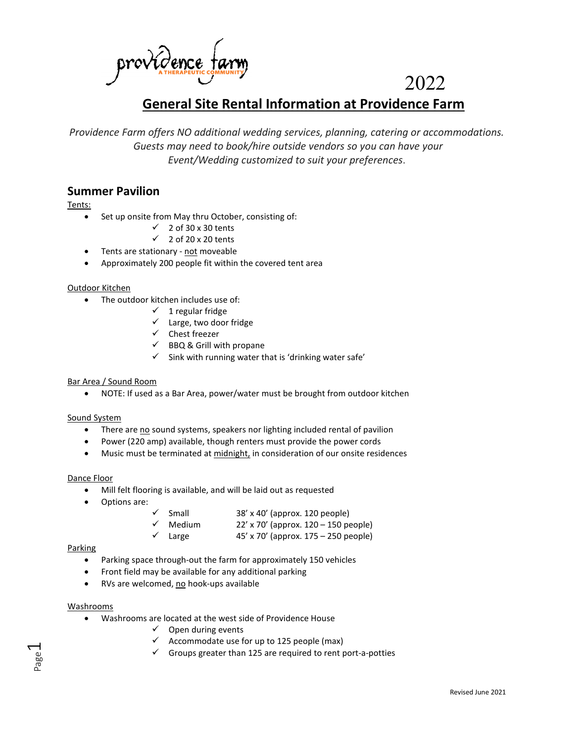providence farm
A THERAPEUTIC COMMUNITY

2022

# General Site Rental Information at Providence Farm

*Providence Farm offers NO additional wedding services, planning, catering or accommodations. Guests may need to book/hire outside vendors so you can have your Event/Wedding customized to suit your preferences.*

## Summer Pavilion

Tents:

- Set up onsite from May thru October, consisting of:
  - ✓ 2 of 30 x 30 tents
  - ✓ 2 of 20 x 20 tents
- Tents are stationary - not moveable
- Approximately 200 people fit within the covered tent area

Outdoor Kitchen

- The outdoor kitchen includes use of:
  - ✓ 1 regular fridge
  - ✓ Large, two door fridge
  - ✓ Chest freezer
  - ✓ BBQ & Grill with propane
  - ✓ Sink with running water that is 'drinking water safe'

Bar Area / Sound Room

- NOTE: If used as a Bar Area, power/water must be brought from outdoor kitchen

Sound System

- There are no sound systems, speakers nor lighting included rental of pavilion
- Power (220 amp) available, though renters must provide the power cords
- Music must be terminated at midnight, in consideration of our onsite residences

Dance Floor

- Mill felt flooring is available, and will be laid out as requested
- Options are:
  - ✓ Small 38' x 40' (approx. 120 people)
  - ✓ Medium 22' x 70' (approx. 120 – 150 people)
  - ✓ Large 45' x 70' (approx. 175 – 250 people)

Parking

- Parking space through-out the farm for approximately 150 vehicles
- Front field may be available for any additional parking
- RVs are welcomed, no hook-ups available

Washrooms

- Washrooms are located at the west side of Providence House
  - ✓ Open during events
  - ✓ Accommodate use for up to 125 people (max)
  - ✓ Groups greater than 125 are required to rent port-a-potties

Revised June 2021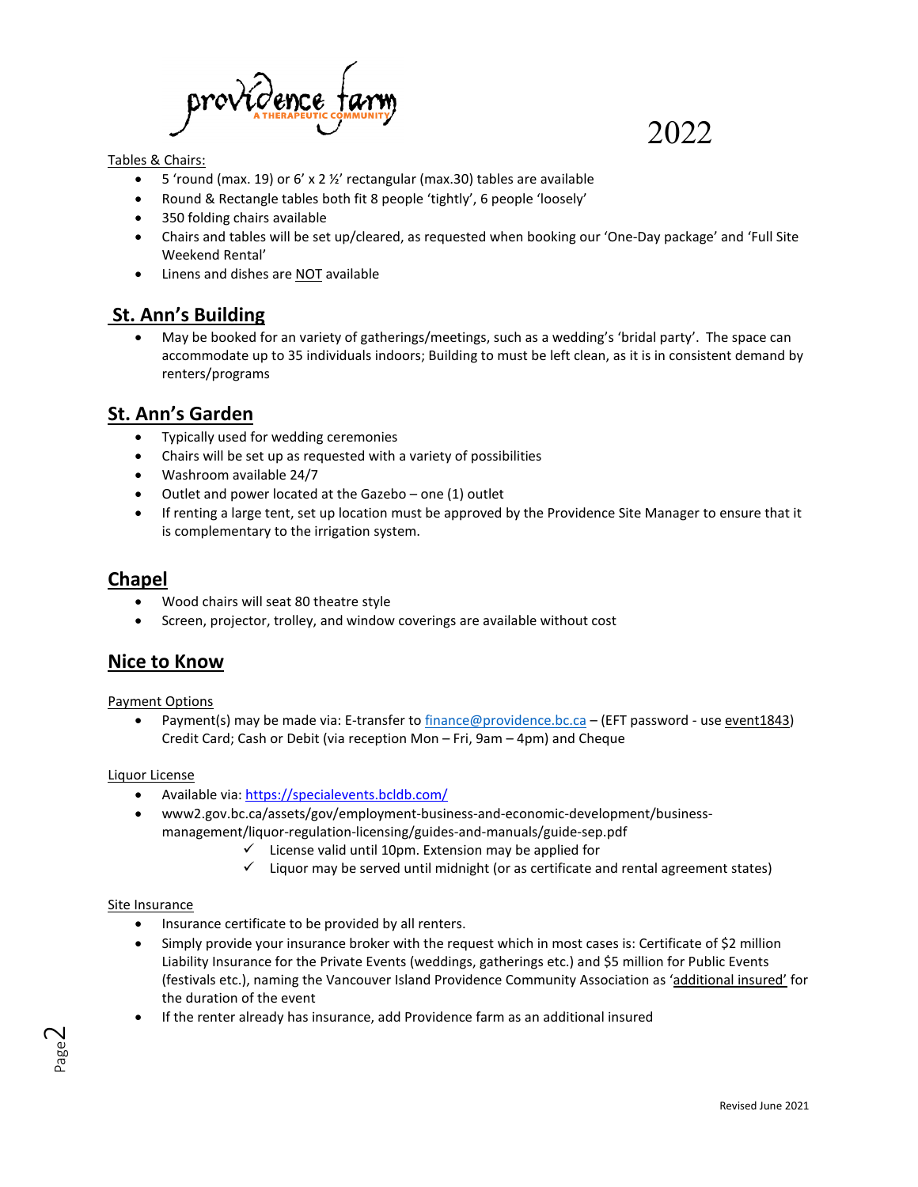Tables & Chairs:

- 5 'round (max. 19) or 6' x 2 ½' rectangular (max.30) tables are available
- Round & Rectangle tables both fit 8 people 'tightly', 6 people 'loosely'
- 350 folding chairs available
- Chairs and tables will be set up/cleared, as requested when booking our 'One-Day package' and 'Full Site Weekend Rental'
- Linens and dishes are NOT available

## St. Ann's Building

- May be booked for an variety of gatherings/meetings, such as a wedding's 'bridal party'. The space can accommodate up to 35 individuals indoors; Building to must be left clean, as it is in consistent demand by renters/programs

## St. Ann's Garden

- Typically used for wedding ceremonies
- Chairs will be set up as requested with a variety of possibilities
- Washroom available 24/7
- Outlet and power located at the Gazebo – one (1) outlet
- If renting a large tent, set up location must be approved by the Providence Site Manager to ensure that it is complementary to the irrigation system.

## Chapel

- Wood chairs will seat 80 theatre style
- Screen, projector, trolley, and window coverings are available without cost

## Nice to Know

Payment Options

- Payment(s) may be made via: E-transfer to finance@providence.bc.ca – (EFT password - use event1843) Credit Card; Cash or Debit (via reception Mon – Fri, 9am – 4pm) and Cheque

Liquor License

- Available via: https://specialevents.bcldb.com/
- www2.gov.bc.ca/assets/gov/employment-business-and-economic-development/business-management/liquor-regulation-licensing/guides-and-manuals/guide-sep.pdf
  - ✓ License valid until 10pm. Extension may be applied for
  - ✓ Liquor may be served until midnight (or as certificate and rental agreement states)

Site Insurance

- Insurance certificate to be provided by all renters.
- Simply provide your insurance broker with the request which in most cases is: Certificate of $2 million Liability Insurance for the Private Events (weddings, gatherings etc.) and $5 million for Public Events (festivals etc.), naming the Vancouver Island Providence Community Association as 'additional insured' for the duration of the event
- If the renter already has insurance, add Providence farm as an additional insured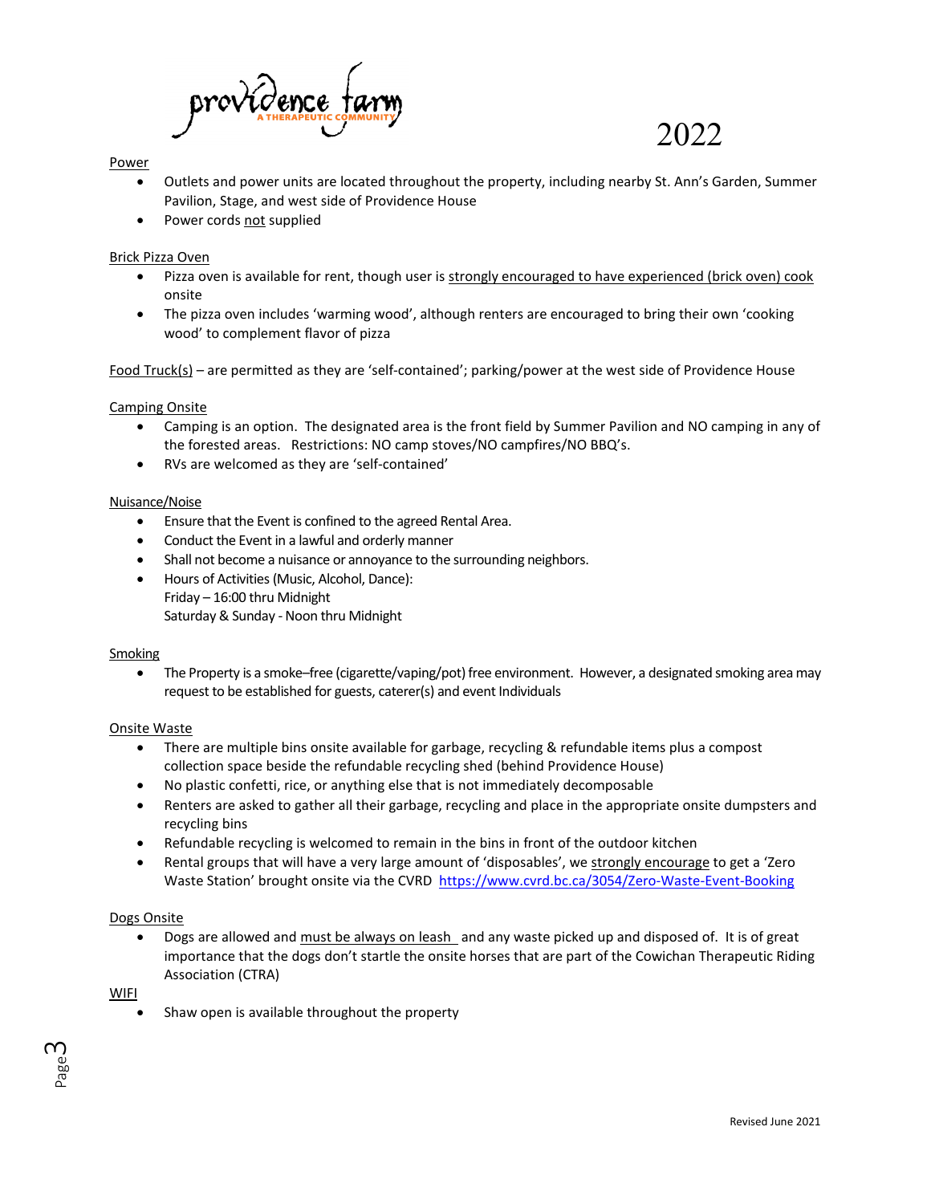providence farm
A THERAPEUTIC COMMUNITY

2022

Power

- Outlets and power units are located throughout the property, including nearby St. Ann's Garden, Summer Pavilion, Stage, and west side of Providence House
- Power cords not supplied

Brick Pizza Oven

- Pizza oven is available for rent, though user is strongly encouraged to have experienced (brick oven) cook onsite
- The pizza oven includes 'warming wood', although renters are encouraged to bring their own 'cooking wood' to complement flavor of pizza

Food Truck(s) – are permitted as they are 'self-contained'; parking/power at the west side of Providence House

Camping Onsite

- Camping is an option. The designated area is the front field by Summer Pavilion and NO camping in any of the forested areas. Restrictions: NO camp stoves/NO campfires/NO BBQ's.
- RVs are welcomed as they are 'self-contained'

Nuisance/Noise

- Ensure that the Event is confined to the agreed Rental Area.
- Conduct the Event in a lawful and orderly manner
- Shall not become a nuisance or annoyance to the surrounding neighbors.
- Hours of Activities (Music, Alcohol, Dance):
  Friday – 16:00 thru Midnight
  Saturday & Sunday - Noon thru Midnight

Smoking

- The Property is a smoke–free (cigarette/vaping/pot) free environment. However, a designated smoking area may request to be established for guests, caterer(s) and event Individuals

Onsite Waste

- There are multiple bins onsite available for garbage, recycling & refundable items plus a compost collection space beside the refundable recycling shed (behind Providence House)
- No plastic confetti, rice, or anything else that is not immediately decomposable
- Renters are asked to gather all their garbage, recycling and place in the appropriate onsite dumpsters and recycling bins
- Refundable recycling is welcomed to remain in the bins in front of the outdoor kitchen
- Rental groups that will have a very large amount of 'disposables', we strongly encourage to get a 'Zero Waste Station' brought onsite via the CVRD https://www.cvrd.bc.ca/3054/Zero-Waste-Event-Booking

Dogs Onsite

- Dogs are allowed and must be always on leash and any waste picked up and disposed of. It is of great importance that the dogs don't startle the onsite horses that are part of the Cowichan Therapeutic Riding Association (CTRA)

WIFI

- Shaw open is available throughout the property

Revised June 2021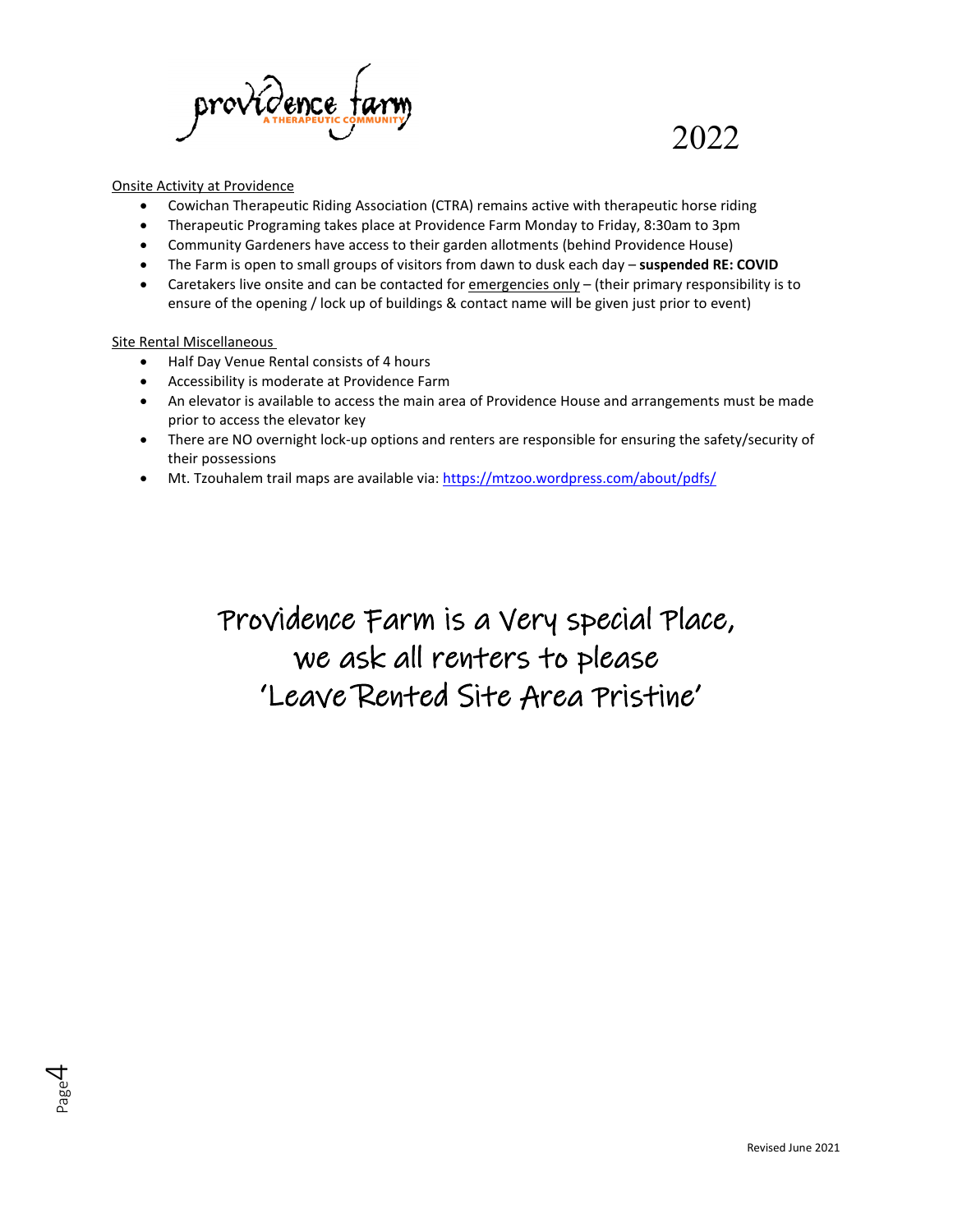providence farm
A THERAPEUTIC COMMUNITY

2022

Onsite Activity at Providence

- Cowichan Therapeutic Riding Association (CTRA) remains active with therapeutic horse riding
- Therapeutic Programing takes place at Providence Farm Monday to Friday, 8:30am to 3pm
- Community Gardeners have access to their garden allotments (behind Providence House)
- The Farm is open to small groups of visitors from dawn to dusk each day – **suspended RE: COVID**
- Caretakers live onsite and can be contacted for emergencies only – (their primary responsibility is to ensure of the opening / lock up of buildings & contact name will be given just prior to event)

Site Rental Miscellaneous

- Half Day Venue Rental consists of 4 hours
- Accessibility is moderate at Providence Farm
- An elevator is available to access the main area of Providence House and arrangements must be made prior to access the elevator key
- There are NO overnight lock-up options and renters are responsible for ensuring the safety/security of their possessions
- Mt. Tzouhalem trail maps are available via: https://mtzoo.wordpress.com/about/pdfs/

Providence Farm is a Very special Place,
we ask all renters to please
'Leave Rented Site Area Pristine'

Revised June 2021